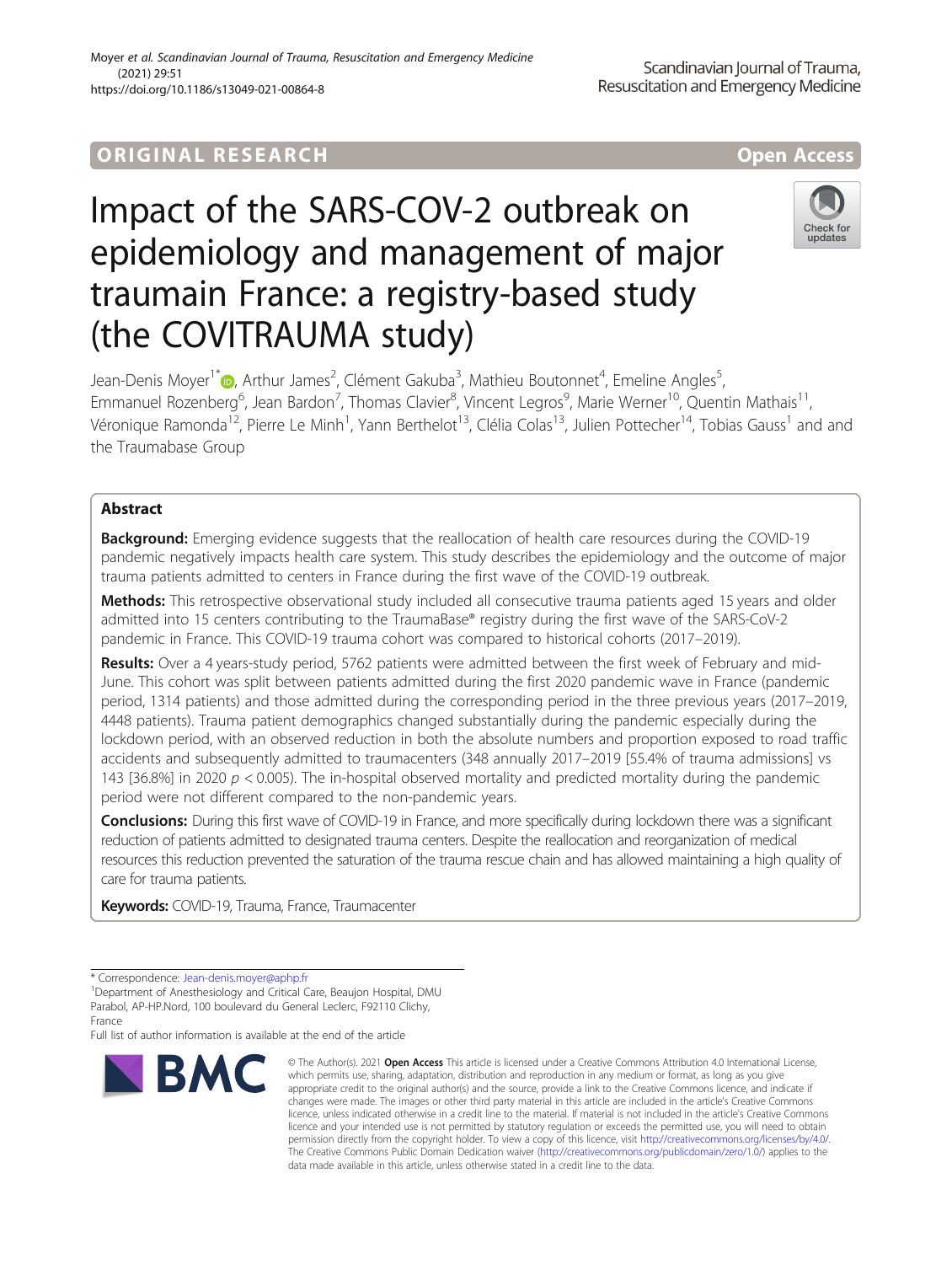ORIGINAL RESEARCH

Open Access

# Impact of the SARS-COV-2 outbreak on epidemiology and management of major traumain France: a registry-based study (the COVITRAUMA study)

Jean-Denis Moyer[1*], Arthur James[2], Clément Gakuba[3], Mathieu Boutonnet[4], Emeline Angles[5], Emmanuel Rozenberg[6], Jean Bardon[7], Thomas Clavier[8], Vincent Legros[9], Marie Werner[10], Quentin Mathais[11], Véronique Ramonda[12], Pierre Le Minh[1], Yann Berthelot[13], Clélia Colas[13], Julien Pottecher[14], Tobias Gauss[1] and and the Traumabase Group

## Abstract

**Background:** Emerging evidence suggests that the reallocation of health care resources during the COVID-19 pandemic negatively impacts health care system. This study describes the epidemiology and the outcome of major trauma patients admitted to centers in France during the first wave of the COVID-19 outbreak.

**Methods:** This retrospective observational study included all consecutive trauma patients aged 15 years and older admitted into 15 centers contributing to the TraumaBase® registry during the first wave of the SARS-CoV-2 pandemic in France. This COVID-19 trauma cohort was compared to historical cohorts (2017–2019).

**Results:** Over a 4 years-study period, 5762 patients were admitted between the first week of February and mid-June. This cohort was split between patients admitted during the first 2020 pandemic wave in France (pandemic period, 1314 patients) and those admitted during the corresponding period in the three previous years (2017–2019, 4448 patients). Trauma patient demographics changed substantially during the pandemic especially during the lockdown period, with an observed reduction in both the absolute numbers and proportion exposed to road traffic accidents and subsequently admitted to traumacenters (348 annually 2017–2019 [55.4% of trauma admissions] vs 143 [36.8%] in 2020 $p < 0.005$). The in-hospital observed mortality and predicted mortality during the pandemic period were not different compared to the non-pandemic years.

**Conclusions:** During this first wave of COVID-19 in France, and more specifically during lockdown there was a significant reduction of patients admitted to designated trauma centers. Despite the reallocation and reorganization of medical resources this reduction prevented the saturation of the trauma rescue chain and has allowed maintaining a high quality of care for trauma patients.

**Keywords:** COVID-19, Trauma, France, Traumacenter

---

* Correspondence: Jean-denis.moyer@aphp.fr
[1]Department of Anesthesiology and Critical Care, Beaujon Hospital, DMU Parabol, AP-HP.Nord, 100 boulevard du General Leclerc, F92110 Clichy, France
Full list of author information is available at the end of the article

© The Author(s). 2021 **Open Access** This article is licensed under a Creative Commons Attribution 4.0 International License, which permits use, sharing, adaptation, distribution and reproduction in any medium or format, as long as you give appropriate credit to the original author(s) and the source, provide a link to the Creative Commons licence, and indicate if changes were made. The images or other third party material in this article are included in the article's Creative Commons licence, unless indicated otherwise in a credit line to the material. If material is not included in the article's Creative Commons licence and your intended use is not permitted by statutory regulation or exceeds the permitted use, you will need to obtain permission directly from the copyright holder. To view a copy of this licence, visit http://creativecommons.org/licenses/by/4.0/. The Creative Commons Public Domain Dedication waiver (http://creativecommons.org/publicdomain/zero/1.0/) applies to the data made available in this article, unless otherwise stated in a credit line to the data.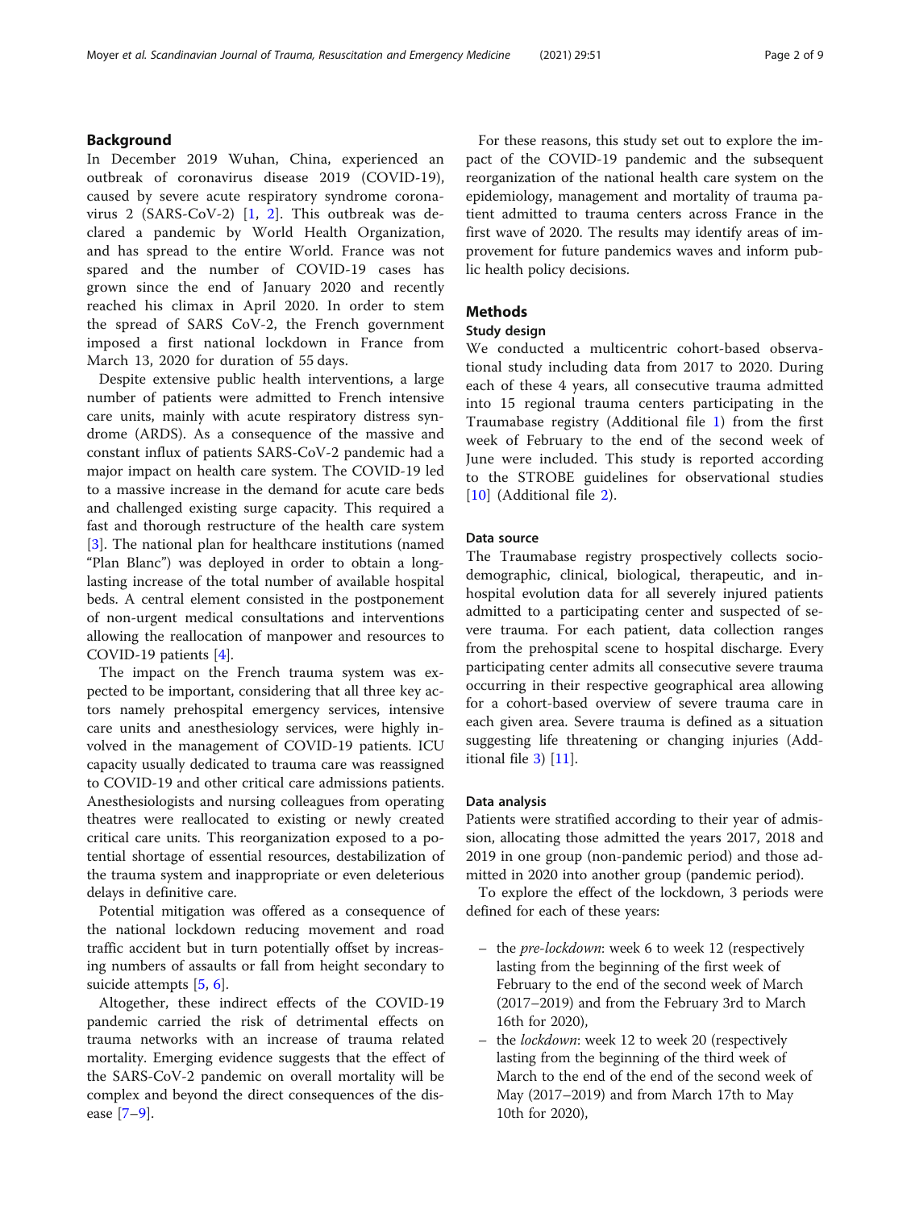## Background

In December 2019 Wuhan, China, experienced an outbreak of coronavirus disease 2019 (COVID-19), caused by severe acute respiratory syndrome coronavirus 2 (SARS-CoV-2) [1, 2]. This outbreak was declared a pandemic by World Health Organization, and has spread to the entire World. France was not spared and the number of COVID-19 cases has grown since the end of January 2020 and recently reached his climax in April 2020. In order to stem the spread of SARS CoV-2, the French government imposed a first national lockdown in France from March 13, 2020 for duration of 55 days.

Despite extensive public health interventions, a large number of patients were admitted to French intensive care units, mainly with acute respiratory distress syndrome (ARDS). As a consequence of the massive and constant influx of patients SARS-CoV-2 pandemic had a major impact on health care system. The COVID-19 led to a massive increase in the demand for acute care beds and challenged existing surge capacity. This required a fast and thorough restructure of the health care system [3]. The national plan for healthcare institutions (named "Plan Blanc") was deployed in order to obtain a long-lasting increase of the total number of available hospital beds. A central element consisted in the postponement of non-urgent medical consultations and interventions allowing the reallocation of manpower and resources to COVID-19 patients [4].

The impact on the French trauma system was expected to be important, considering that all three key actors namely prehospital emergency services, intensive care units and anesthesiology services, were highly involved in the management of COVID-19 patients. ICU capacity usually dedicated to trauma care was reassigned to COVID-19 and other critical care admissions patients. Anesthesiologists and nursing colleagues from operating theatres were reallocated to existing or newly created critical care units. This reorganization exposed to a potential shortage of essential resources, destabilization of the trauma system and inappropriate or even deleterious delays in definitive care.

Potential mitigation was offered as a consequence of the national lockdown reducing movement and road traffic accident but in turn potentially offset by increasing numbers of assaults or fall from height secondary to suicide attempts [5, 6].

Altogether, these indirect effects of the COVID-19 pandemic carried the risk of detrimental effects on trauma networks with an increase of trauma related mortality. Emerging evidence suggests that the effect of the SARS-CoV-2 pandemic on overall mortality will be complex and beyond the direct consequences of the disease [7–9].

For these reasons, this study set out to explore the impact of the COVID-19 pandemic and the subsequent reorganization of the national health care system on the epidemiology, management and mortality of trauma patient admitted to trauma centers across France in the first wave of 2020. The results may identify areas of improvement for future pandemics waves and inform public health policy decisions.

## Methods

### Study design

We conducted a multicentric cohort-based observational study including data from 2017 to 2020. During each of these 4 years, all consecutive trauma admitted into 15 regional trauma centers participating in the Traumabase registry (Additional file 1) from the first week of February to the end of the second week of June were included. This study is reported according to the STROBE guidelines for observational studies [10] (Additional file 2).

### Data source

The Traumabase registry prospectively collects socio-demographic, clinical, biological, therapeutic, and in-hospital evolution data for all severely injured patients admitted to a participating center and suspected of severe trauma. For each patient, data collection ranges from the prehospital scene to hospital discharge. Every participating center admits all consecutive severe trauma occurring in their respective geographical area allowing for a cohort-based overview of severe trauma care in each given area. Severe trauma is defined as a situation suggesting life threatening or changing injuries (Additional file 3) [11].

### Data analysis

Patients were stratified according to their year of admission, allocating those admitted the years 2017, 2018 and 2019 in one group (non-pandemic period) and those admitted in 2020 into another group (pandemic period).

To explore the effect of the lockdown, 3 periods were defined for each of these years:

- the *pre-lockdown*: week 6 to week 12 (respectively lasting from the beginning of the first week of February to the end of the second week of March (2017–2019) and from the February 3rd to March 16th for 2020),
- the *lockdown*: week 12 to week 20 (respectively lasting from the beginning of the third week of March to the end of the end of the second week of May (2017–2019) and from March 17th to May 10th for 2020),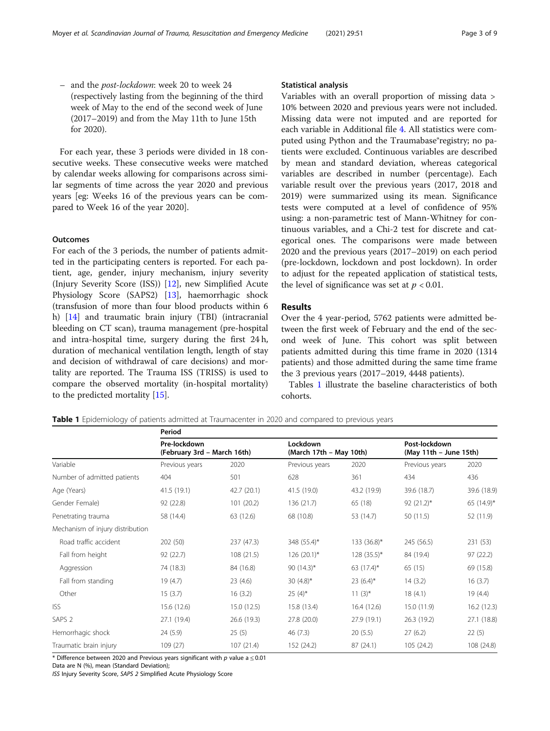– and the *post-lockdown*: week 20 to week 24 (respectively lasting from the beginning of the third week of May to the end of the second week of June (2017–2019) and from the May 11th to June 15th for 2020).

For each year, these 3 periods were divided in 18 consecutive weeks. These consecutive weeks were matched by calendar weeks allowing for comparisons across similar segments of time across the year 2020 and previous years [eg: Weeks 16 of the previous years can be compared to Week 16 of the year 2020].

### Outcomes

For each of the 3 periods, the number of patients admitted in the participating centers is reported. For each patient, age, gender, injury mechanism, injury severity (Injury Severity Score (ISS)) [12], new Simplified Acute Physiology Score (SAPS2) [13], haemorrhagic shock (transfusion of more than four blood products within 6 h) [14] and traumatic brain injury (TBI) (intracranial bleeding on CT scan), trauma management (pre-hospital and intra-hospital time, surgery during the first 24 h, duration of mechanical ventilation length, length of stay and decision of withdrawal of care decisions) and mortality are reported. The Trauma ISS (TRISS) is used to compare the observed mortality (in-hospital mortality) to the predicted mortality [15].

### Statistical analysis

Variables with an overall proportion of missing data > 10% between 2020 and previous years were not included. Missing data were not imputed and are reported for each variable in Additional file 4. All statistics were computed using Python and the Traumabase®registry; no patients were excluded. Continuous variables are described by mean and standard deviation, whereas categorical variables are described in number (percentage). Each variable result over the previous years (2017, 2018 and 2019) were summarized using its mean. Significance tests were computed at a level of confidence of 95% using: a non-parametric test of Mann-Whitney for continuous variables, and a Chi-2 test for discrete and categorical ones. The comparisons were made between 2020 and the previous years (2017–2019) on each period (pre-lockdown, lockdown and post lockdown). In order to adjust for the repeated application of statistical tests, the level of significance was set at $p < 0.01$.

## Results

Over the 4 year-period, 5762 patients were admitted between the first week of February and the end of the second week of June. This cohort was split between patients admitted during this time frame in 2020 (1314 patients) and those admitted during the same time frame the 3 previous years (2017–2019, 4448 patients).

Tables 1 illustrate the baseline characteristics of both cohorts.

**Table 1** Epidemiology of patients admitted at Traumacenter in 2020 and compared to previous years

| | Period | | | | | |
|---|---|---|---|---|---|---|
| | Pre-lockdown (February 3rd – March 16th) | | Lockdown (March 17th – May 10th) | | Post-lockdown (May 11th – June 15th) | |
| Variable | Previous years | 2020 | Previous years | 2020 | Previous years | 2020 |
| Number of admitted patients | 404 | 501 | 628 | 361 | 434 | 436 |
| Age (Years) | 41.5 (19.1) | 42.7 (20.1) | 41.5 (19.0) | 43.2 (19.9) | 39.6 (18.7) | 39.6 (18.9) |
| Gender Female) | 92 (22.8) | 101 (20.2) | 136 (21.7) | 65 (18) | 92 (21.2)* | 65 (14.9)* |
| Penetrating trauma | 58 (14.4) | 63 (12.6) | 68 (10.8) | 53 (14.7) | 50 (11.5) | 52 (11.9) |
| Mechanism of injury distribution | | | | | | |
| Road traffic accident | 202 (50) | 237 (47.3) | 348 (55.4)* | 133 (36.8)* | 245 (56.5) | 231 (53) |
| Fall from height | 92 (22.7) | 108 (21.5) | 126 (20.1)* | 128 (35.5)* | 84 (19.4) | 97 (22.2) |
| Aggression | 74 (18.3) | 84 (16.8) | 90 (14.3)* | 63 (17.4)* | 65 (15) | 69 (15.8) |
| Fall from standing | 19 (4.7) | 23 (4.6) | 30 (4.8)* | 23 (6.4)* | 14 (3.2) | 16 (3.7) |
| Other | 15 (3.7) | 16 (3.2) | 25 (4)* | 11 (3)* | 18 (4.1) | 19 (4.4) |
| ISS | 15.6 (12.6) | 15.0 (12.5) | 15.8 (13.4) | 16.4 (12.6) | 15.0 (11.9) | 16.2 (12.3) |
| SAPS 2 | 27.1 (19.4) | 26.6 (19.3) | 27.8 (20.0) | 27.9 (19.1) | 26.3 (19.2) | 27.1 (18.8) |
| Hemorrhagic shock | 24 (5.9) | 25 (5) | 46 (7.3) | 20 (5.5) | 27 (6.2) | 22 (5) |
| Traumatic brain injury | 109 (27) | 107 (21.4) | 152 (24.2) | 87 (24.1) | 105 (24.2) | 108 (24.8) |

* Difference between 2020 and Previous years significant with $p$ value a $\leq 0.01$
Data are N (%), mean (Standard Deviation);
*ISS* Injury Severity Score, *SAPS 2* Simplified Acute Physiology Score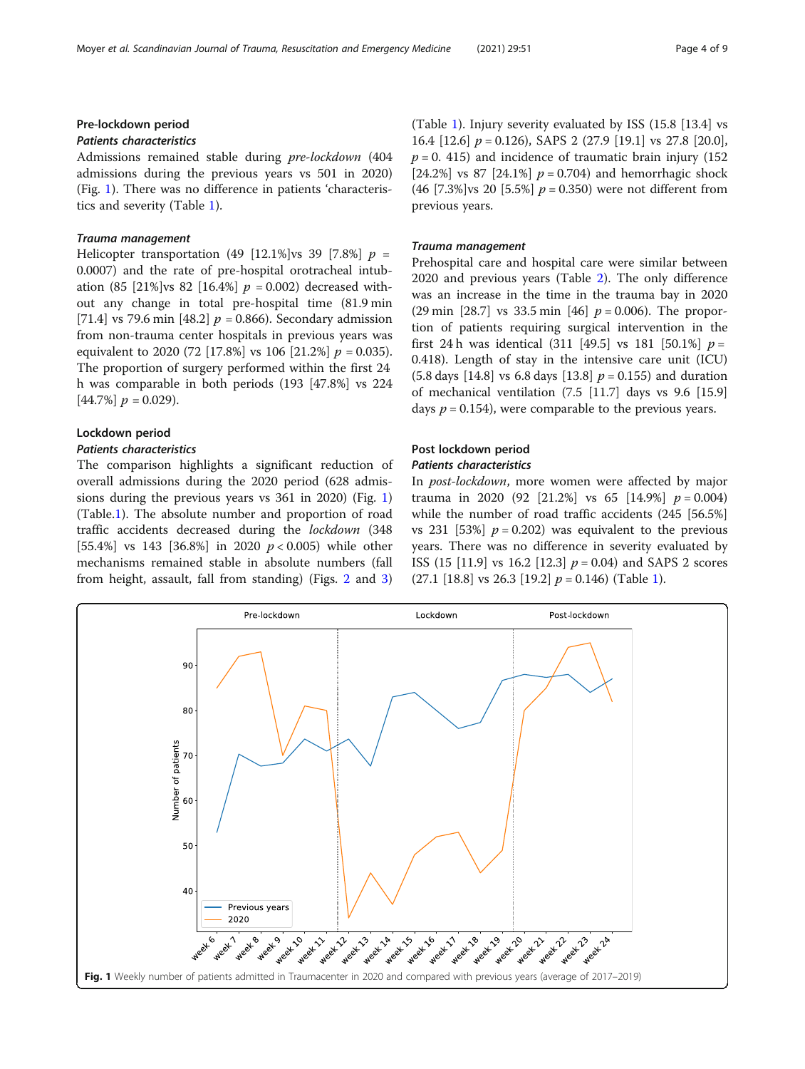### Pre-lockdown period

#### *Patients characteristics*

Admissions remained stable during *pre-lockdown* (404 admissions during the previous years vs 501 in 2020) (Fig. 1). There was no difference in patients 'characteristics and severity (Table 1).

#### *Trauma management*

Helicopter transportation (49 [12.1%]vs 39 [7.8%] $p$ = 0.0007) and the rate of pre-hospital orotracheal intubation (85 [21%]vs 82 [16.4%] $p$ = 0.002) decreased without any change in total pre-hospital time (81.9 min [71.4] vs 79.6 min [48.2] $p$ = 0.866). Secondary admission from non-trauma center hospitals in previous years was equivalent to 2020 (72 [17.8%] vs 106 [21.2%] $p$ = 0.035). The proportion of surgery performed within the first 24 h was comparable in both periods (193 [47.8%] vs 224 [44.7%] $p$ = 0.029).

### Lockdown period

#### *Patients characteristics*

The comparison highlights a significant reduction of overall admissions during the 2020 period (628 admissions during the previous years vs 361 in 2020) (Fig. 1) (Table.1). The absolute number and proportion of road traffic accidents decreased during the *lockdown* (348 [55.4%] vs 143 [36.8%] in 2020 $p$ < 0.005) while other mechanisms remained stable in absolute numbers (fall from height, assault, fall from standing) (Figs. 2 and 3) (Table 1). Injury severity evaluated by ISS (15.8 [13.4] vs 16.4 [12.6] $p$ = 0.126), SAPS 2 (27.9 [19.1] vs 27.8 [20.0], $p$ = 0. 415) and incidence of traumatic brain injury (152 [24.2%] vs 87 [24.1%] $p$ = 0.704) and hemorrhagic shock (46 [7.3%]vs 20 [5.5%] $p$ = 0.350) were not different from previous years.

#### *Trauma management*

Prehospital care and hospital care were similar between 2020 and previous years (Table 2). The only difference was an increase in the time in the trauma bay in 2020 (29 min [28.7] vs 33.5 min [46] $p$ = 0.006). The proportion of patients requiring surgical intervention in the first 24 h was identical (311 [49.5] vs 181 [50.1%] $p$ = 0.418). Length of stay in the intensive care unit (ICU) (5.8 days [14.8] vs 6.8 days [13.8] $p$ = 0.155) and duration of mechanical ventilation (7.5 [11.7] days vs 9.6 [15.9] days $p$ = 0.154), were comparable to the previous years.

### Post lockdown period

#### *Patients characteristics*

In *post-lockdown*, more women were affected by major trauma in 2020 (92 [21.2%] vs 65 [14.9%] $p$ = 0.004) while the number of road traffic accidents (245 [56.5%] vs 231 [53%] $p$ = 0.202) was equivalent to the previous years. There was no difference in severity evaluated by ISS (15 [11.9] vs 16.2 [12.3] $p$ = 0.04) and SAPS 2 scores (27.1 [18.8] vs 26.3 [19.2] $p$ = 0.146) (Table 1).

**Fig. 1** Weekly number of patients admitted in Traumacenter in 2020 and compared with previous years (average of 2017–2019)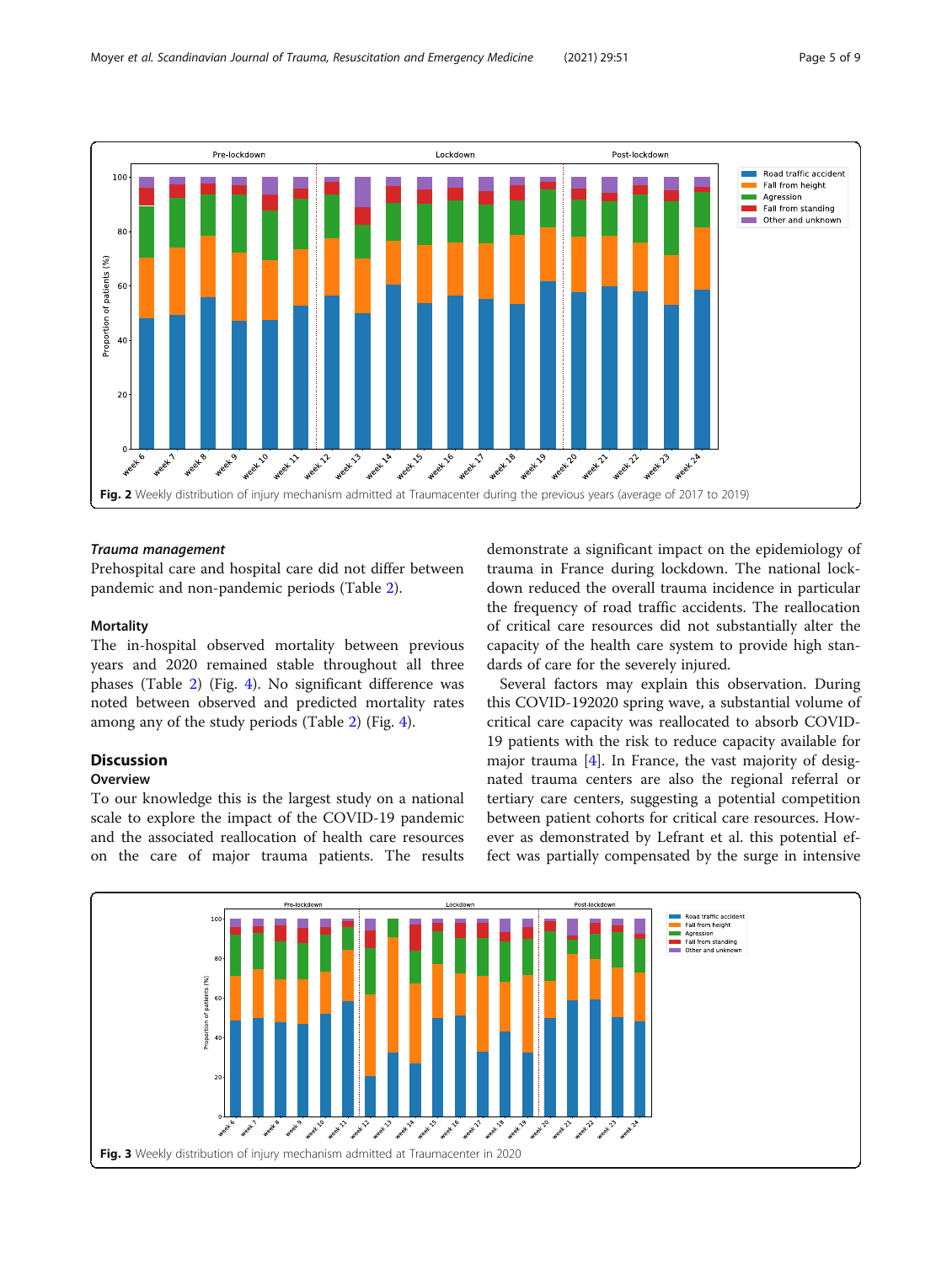Fig. 2 Weekly distribution of injury mechanism admitted at Traumacenter during the previous years (average of 2017 to 2019)

### *Trauma management*

Prehospital care and hospital care did not differ between pandemic and non-pandemic periods (Table 2).

### Mortality

The in-hospital observed mortality between previous years and 2020 remained stable throughout all three phases (Table 2) (Fig. 4). No significant difference was noted between observed and predicted mortality rates among any of the study periods (Table 2) (Fig. 4).

## Discussion

### Overview

To our knowledge this is the largest study on a national scale to explore the impact of the COVID-19 pandemic and the associated reallocation of health care resources on the care of major trauma patients. The results demonstrate a significant impact on the epidemiology of trauma in France during lockdown. The national lockdown reduced the overall trauma incidence in particular the frequency of road traffic accidents. The reallocation of critical care resources did not substantially alter the capacity of the health care system to provide high standards of care for the severely injured.

Several factors may explain this observation. During this COVID-192020 spring wave, a substantial volume of critical care capacity was reallocated to absorb COVID-19 patients with the risk to reduce capacity available for major trauma [4]. In France, the vast majority of designated trauma centers are also the regional referral or tertiary care centers, suggesting a potential competition between patient cohorts for critical care resources. However as demonstrated by Lefrant et al. this potential effect was partially compensated by the surge in intensive

Fig. 3 Weekly distribution of injury mechanism admitted at Traumacenter in 2020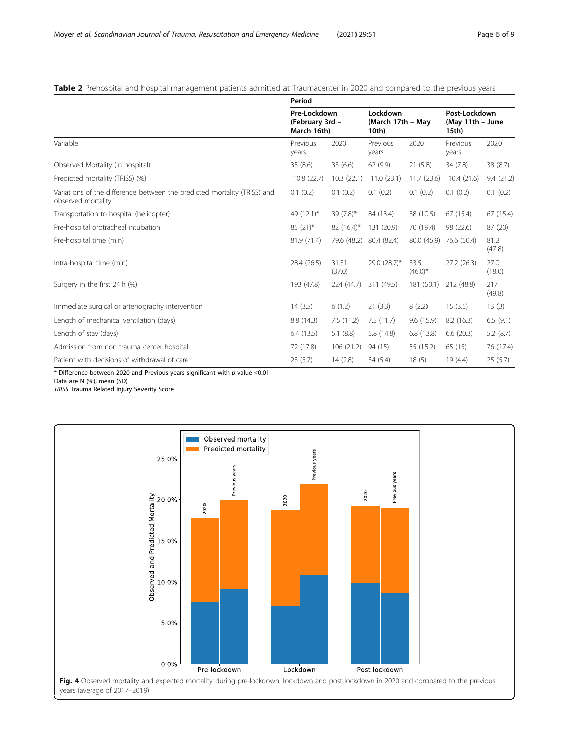**Table 2** Prehospital and hospital management patients admitted at Traumacenter in 2020 and compared to the previous years

| | Period | | | | | |
|---|---|---|---|---|---|---|
| | Pre-Lockdown (February 3rd – March 16th) | | Lockdown (March 17th – May 10th) | | Post-Lockdown (May 11th – June 15th) | |
| Variable | Previous years | 2020 | Previous years | 2020 | Previous years | 2020 |
| Observed Mortality (in hospital) | 35 (8.6) | 33 (6.6) | 62 (9.9) | 21 (5.8) | 34 (7.8) | 38 (8.7) |
| Predicted mortality (TRISS) (%) | 10.8 (22.7) | 10.3 (22.1) | 11.0 (23.1) | 11.7 (23.6) | 10.4 (21.6) | 9.4 (21.2) |
| Variations of the difference between the predicted mortality (TRISS) and observed mortality | 0.1 (0.2) | 0.1 (0.2) | 0.1 (0.2) | 0.1 (0.2) | 0.1 (0.2) | 0.1 (0.2) |
| Transportation to hospital (helicopter) | 49 (12.1)* | 39 (7.8)* | 84 (13.4) | 38 (10.5) | 67 (15.4) | 67 (15.4) |
| Pre-hospital orotracheal intubation | 85 (21)* | 82 (16.4)* | 131 (20.9) | 70 (19.4) | 98 (22.6) | 87 (20) |
| Pre-hospital time (min) | 81.9 (71.4) | 79.6 (48.2) | 80.4 (82.4) | 80.0 (45.9) | 76.6 (50.4) | 81.2 (47.8) |
| Intra-hospital time (min) | 28.4 (26.5) | 31.31 (37.0) | 29.0 (28.7)* | 33.5 (46.0)* | 27.2 (26.3) | 27.0 (18.0) |
| Surgery in the first 24 h (%) | 193 (47.8) | 224 (44.7) | 311 (49.5) | 181 (50.1) | 212 (48.8) | 217 (49.8) |
| Immediate surgical or arteriography intervention | 14 (3.5) | 6 (1.2) | 21 (3.3) | 8 (2.2) | 15 (3.5) | 13 (3) |
| Length of mechanical ventilation (days) | 8.8 (14.3) | 7.5 (11.2) | 7.5 (11.7) | 9.6 (15.9) | 8.2 (16.3) | 6.5 (9.1) |
| Length of stay (days) | 6.4 (13.5) | 5.1 (8.8) | 5.8 (14.8) | 6.8 (13.8) | 6.6 (20.3) | 5.2 (8.7) |
| Admission from non trauma center hospital | 72 (17.8) | 106 (21.2) | 94 (15) | 55 (15.2) | 65 (15) | 76 (17.4) |
| Patient with decisions of withdrawal of care | 23 (5.7) | 14 (2.8) | 34 (5.4) | 18 (5) | 19 (4.4) | 25 (5.7) |

\* Difference between 2020 and Previous years significant with *p* value ≤0.01
Data are N (%), mean (SD)
*TRISS* Trauma Related Injury Severity Score

**Fig. 4** Observed mortality and expected mortality during pre-lockdown, lockdown and post-lockdown in 2020 and compared to the previous years (average of 2017–2019)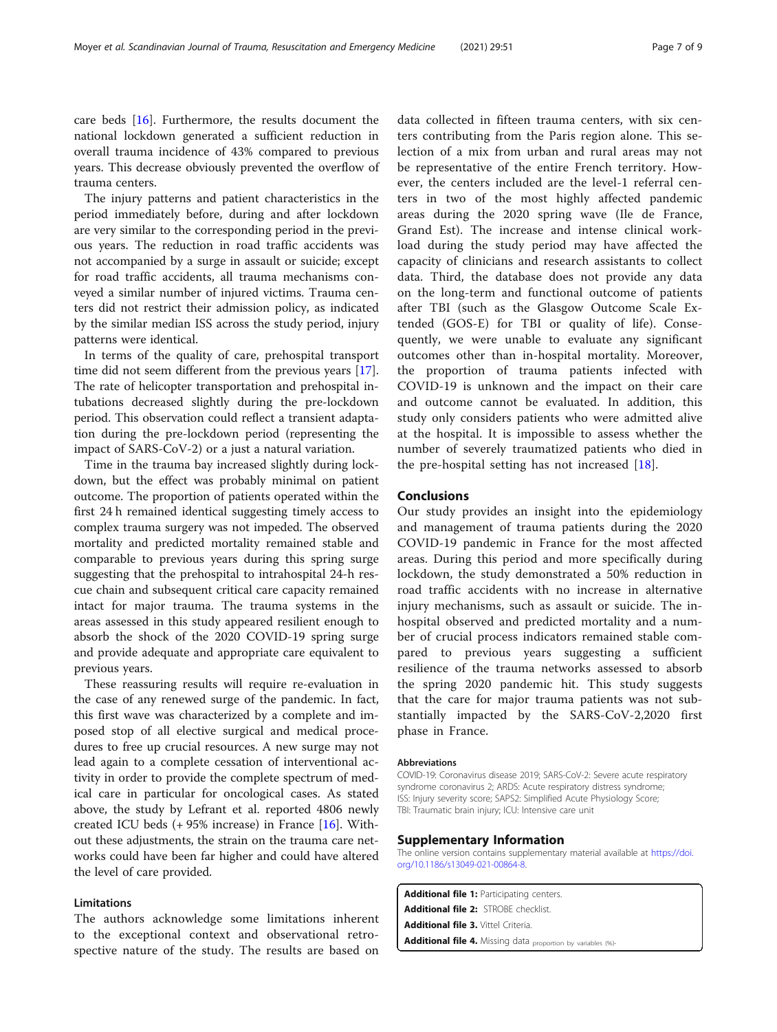care beds [16]. Furthermore, the results document the national lockdown generated a sufficient reduction in overall trauma incidence of 43% compared to previous years. This decrease obviously prevented the overflow of trauma centers.

The injury patterns and patient characteristics in the period immediately before, during and after lockdown are very similar to the corresponding period in the previous years. The reduction in road traffic accidents was not accompanied by a surge in assault or suicide; except for road traffic accidents, all trauma mechanisms conveyed a similar number of injured victims. Trauma centers did not restrict their admission policy, as indicated by the similar median ISS across the study period, injury patterns were identical.

In terms of the quality of care, prehospital transport time did not seem different from the previous years [17]. The rate of helicopter transportation and prehospital intubations decreased slightly during the pre-lockdown period. This observation could reflect a transient adaptation during the pre-lockdown period (representing the impact of SARS-CoV-2) or a just a natural variation.

Time in the trauma bay increased slightly during lockdown, but the effect was probably minimal on patient outcome. The proportion of patients operated within the first 24 h remained identical suggesting timely access to complex trauma surgery was not impeded. The observed mortality and predicted mortality remained stable and comparable to previous years during this spring surge suggesting that the prehospital to intrahospital 24-h rescue chain and subsequent critical care capacity remained intact for major trauma. The trauma systems in the areas assessed in this study appeared resilient enough to absorb the shock of the 2020 COVID-19 spring surge and provide adequate and appropriate care equivalent to previous years.

These reassuring results will require re-evaluation in the case of any renewed surge of the pandemic. In fact, this first wave was characterized by a complete and imposed stop of all elective surgical and medical procedures to free up crucial resources. A new surge may not lead again to a complete cessation of interventional activity in order to provide the complete spectrum of medical care in particular for oncological cases. As stated above, the study by Lefrant et al. reported 4806 newly created ICU beds (+ 95% increase) in France [16]. Without these adjustments, the strain on the trauma care networks could have been far higher and could have altered the level of care provided.

### Limitations

The authors acknowledge some limitations inherent to the exceptional context and observational retrospective nature of the study. The results are based on data collected in fifteen trauma centers, with six centers contributing from the Paris region alone. This selection of a mix from urban and rural areas may not be representative of the entire French territory. However, the centers included are the level-1 referral centers in two of the most highly affected pandemic areas during the 2020 spring wave (Ile de France, Grand Est). The increase and intense clinical workload during the study period may have affected the capacity of clinicians and research assistants to collect data. Third, the database does not provide any data on the long-term and functional outcome of patients after TBI (such as the Glasgow Outcome Scale Extended (GOS-E) for TBI or quality of life). Consequently, we were unable to evaluate any significant outcomes other than in-hospital mortality. Moreover, the proportion of trauma patients infected with COVID-19 is unknown and the impact on their care and outcome cannot be evaluated. In addition, this study only considers patients who were admitted alive at the hospital. It is impossible to assess whether the number of severely traumatized patients who died in the pre-hospital setting has not increased [18].

## Conclusions

Our study provides an insight into the epidemiology and management of trauma patients during the 2020 COVID-19 pandemic in France for the most affected areas. During this period and more specifically during lockdown, the study demonstrated a 50% reduction in road traffic accidents with no increase in alternative injury mechanisms, such as assault or suicide. The in-hospital observed and predicted mortality and a number of crucial process indicators remained stable compared to previous years suggesting a sufficient resilience of the trauma networks assessed to absorb the spring 2020 pandemic hit. This study suggests that the care for major trauma patients was not substantially impacted by the SARS-CoV-2,2020 first phase in France.

#### Abbreviations

COVID-19: Coronavirus disease 2019; SARS-CoV-2: Severe acute respiratory syndrome coronavirus 2; ARDS: Acute respiratory distress syndrome; ISS: Injury severity score; SAPS2: Simplified Acute Physiology Score; TBI: Traumatic brain injury; ICU: Intensive care unit

## Supplementary Information

The online version contains supplementary material available at https://doi.org/10.1186/s13049-021-00864-8.

**Additional file 1:** Participating centers.
**Additional file 2:** STROBE checklist.
**Additional file 3.** Vittel Criteria.
**Additional file 4.** Missing data proportion by variables (%).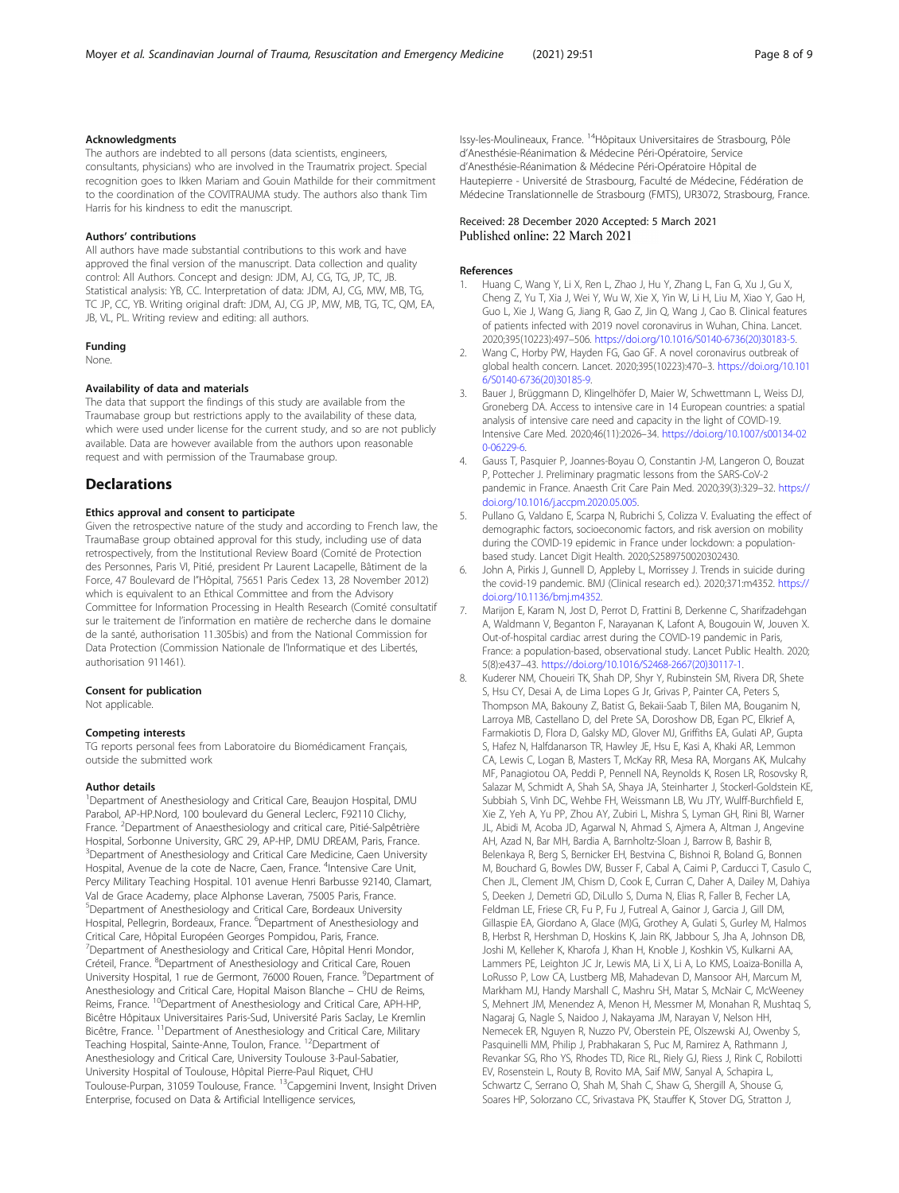### Acknowledgments

The authors are indebted to all persons (data scientists, engineers, consultants, physicians) who are involved in the Traumatrix project. Special recognition goes to Ikken Mariam and Gouin Mathilde for their commitment to the coordination of the COVITRAUMA study. The authors also thank Tim Harris for his kindness to edit the manuscript.

### Authors' contributions

All authors have made substantial contributions to this work and have approved the final version of the manuscript. Data collection and quality control: All Authors. Concept and design: JDM, AJ, CG, TG, JP, TC, JB. Statistical analysis: YB, CC. Interpretation of data: JDM, AJ, CG, MW, MB, TG, TC JP, CC, YB. Writing original draft: JDM, AJ, CG JP, MW, MB, TG, TC, QM, EA, JB, VL, PL. Writing review and editing: all authors.

### Funding

None.

### Availability of data and materials

The data that support the findings of this study are available from the Traumabase group but restrictions apply to the availability of these data, which were used under license for the current study, and so are not publicly available. Data are however available from the authors upon reasonable request and with permission of the Traumabase group.

## Declarations

### Ethics approval and consent to participate

Given the retrospective nature of the study and according to French law, the TraumaBase group obtained approval for this study, including use of data retrospectively, from the Institutional Review Board (Comité de Protection des Personnes, Paris VI, Pitié, president Pr Laurent Lacapelle, Bâtiment de la Force, 47 Boulevard de l"Hôpital, 75651 Paris Cedex 13, 28 November 2012) which is equivalent to an Ethical Committee and from the Advisory Committee for Information Processing in Health Research (Comité consultatif sur le traitement de l'information en matière de recherche dans le domaine de la santé, authorisation 11.305bis) and from the National Commission for Data Protection (Commission Nationale de l'Informatique et des Libertés, authorisation 911461).

### Consent for publication

Not applicable.

### Competing interests

TG reports personal fees from Laboratoire du Biomédicament Français, outside the submitted work

### Author details

[1]Department of Anesthesiology and Critical Care, Beaujon Hospital, DMU Parabol, AP-HP.Nord, 100 boulevard du General Leclerc, F92110 Clichy, France. [2]Department of Anaesthesiology and critical care, Pitié-Salpêtrière Hospital, Sorbonne University, GRC 29, AP-HP, DMU DREAM, Paris, France. [3]Department of Anesthesiology and Critical Care Medicine, Caen University Hospital, Avenue de la cote de Nacre, Caen, France. [4]Intensive Care Unit, Percy Military Teaching Hospital. 101 avenue Henri Barbusse 92140, Clamart, Val de Grace Academy, place Alphonse Laveran, 75005 Paris, France. [5]Department of Anesthesiology and Critical Care, Bordeaux University Hospital, Pellegrin, Bordeaux, France. [6]Department of Anesthesiology and Critical Care, Hôpital Européen Georges Pompidou, Paris, France. [7]Department of Anesthesiology and Critical Care, Hôpital Henri Mondor, Créteil, France. [8]Department of Anesthesiology and Critical Care, Rouen University Hospital, 1 rue de Germont, 76000 Rouen, France. [9]Department of Anesthesiology and Critical Care, Hopital Maison Blanche – CHU de Reims, Reims, France. [10]Department of Anesthesiology and Critical Care, APH-HP, Bicêtre Hôpitaux Universitaires Paris-Sud, Université Paris Saclay, Le Kremlin Bicêtre, France. [11]Department of Anesthesiology and Critical Care, Military Teaching Hospital, Sainte-Anne, Toulon, France. [12]Department of Anesthesiology and Critical Care, University Toulouse 3-Paul-Sabatier, University Hospital of Toulouse, Hôpital Pierre-Paul Riquet, CHU Toulouse-Purpan, 31059 Toulouse, France. [13]Capgemini Invent, Insight Driven Enterprise, focused on Data & Artificial Intelligence services, Issy-les-Moulineaux, France. [14]Hôpitaux Universitaires de Strasbourg, Pôle d'Anesthésie-Réanimation & Médecine Péri-Opératoire, Service d'Anesthésie-Réanimation & Médecine Péri-Opératoire Hôpital de Hautepierre - Université de Strasbourg, Faculté de Médecine, Fédération de Médecine Translationnelle de Strasbourg (FMTS), UR3072, Strasbourg, France.

Received: 28 December 2020 Accepted: 5 March 2021
Published online: 22 March 2021

### References

1. Huang C, Wang Y, Li X, Ren L, Zhao J, Hu Y, Zhang L, Fan G, Xu J, Gu X, Cheng Z, Yu T, Xia J, Wei Y, Wu W, Xie X, Yin W, Li H, Liu M, Xiao Y, Gao H, Guo L, Xie J, Wang G, Jiang R, Gao Z, Jin Q, Wang J, Cao B. Clinical features of patients infected with 2019 novel coronavirus in Wuhan, China. Lancet. 2020;395(10223):497–506. https://doi.org/10.1016/S0140-6736(20)30183-5.
2. Wang C, Horby PW, Hayden FG, Gao GF. A novel coronavirus outbreak of global health concern. Lancet. 2020;395(10223):470–3. https://doi.org/10.1016/S0140-6736(20)30185-9.
3. Bauer J, Brüggmann D, Klingelhöfer D, Maier W, Schwettmann L, Weiss DJ, Groneberg DA. Access to intensive care in 14 European countries: a spatial analysis of intensive care need and capacity in the light of COVID-19. Intensive Care Med. 2020;46(11):2026–34. https://doi.org/10.1007/s00134-020-06229-6.
4. Gauss T, Pasquier P, Joannes-Boyau O, Constantin J-M, Langeron O, Bouzat P, Pottecher J. Preliminary pragmatic lessons from the SARS-CoV-2 pandemic in France. Anaesth Crit Care Pain Med. 2020;39(3):329–32. https://doi.org/10.1016/j.accpm.2020.05.005.
5. Pullano G, Valdano E, Scarpa N, Rubrichi S, Colizza V. Evaluating the effect of demographic factors, socioeconomic factors, and risk aversion on mobility during the COVID-19 epidemic in France under lockdown: a population-based study. Lancet Digit Health. 2020;S2589750020302430.
6. John A, Pirkis J, Gunnell D, Appleby L, Morrissey J. Trends in suicide during the covid-19 pandemic. BMJ (Clinical research ed.). 2020;371:m4352. https://doi.org/10.1136/bmj.m4352.
7. Marijon E, Karam N, Jost D, Perrot D, Frattini B, Derkenne C, Sharifzadehgan A, Waldmann V, Beganton F, Narayanan K, Lafont A, Bougouin W, Jouven X. Out-of-hospital cardiac arrest during the COVID-19 pandemic in Paris, France: a population-based, observational study. Lancet Public Health. 2020; 5(8):e437–43. https://doi.org/10.1016/S2468-2667(20)30117-1.
8. Kuderer NM, Choueiri TK, Shah DP, Shyr Y, Rubinstein SM, Rivera DR, Shete S, Hsu CY, Desai A, de Lima Lopes G Jr, Grivas P, Painter CA, Peters S, Thompson MA, Bakouny Z, Batist G, Bekaii-Saab T, Bilen MA, Bouganim N, Larroya MB, Castellano D, del Prete SA, Doroshow DB, Egan PC, Elkrief A, Farmakiotis D, Flora D, Galsky MD, Glover MJ, Griffiths EA, Gulati AP, Gupta S, Hafez N, Halfdanarson TR, Hawley JE, Hsu E, Kasi A, Khaki AR, Lemmon CA, Lewis C, Logan B, Masters T, McKay RR, Mesa RA, Morgans AK, Mulcahy MF, Panagiotou OA, Peddi P, Pennell NA, Reynolds K, Rosen LR, Rosovsky R, Salazar M, Schmidt A, Shah SA, Shaya JA, Steinharter J, Stockerl-Goldstein KE, Subbiah S, Vinh DC, Wehbe FH, Weissmann LB, Wu JTY, Wulff-Burchfield E, Xie Z, Yeh A, Yu PP, Zhou AY, Zubiri L, Mishra S, Lyman GH, Rini BI, Warner JL, Abidi M, Acoba JD, Agarwal N, Ahmad S, Ajmera A, Altman J, Angevine AH, Azad N, Bar MH, Bardia A, Barnholtz-Sloan J, Barrow B, Bashir B, Belenkaya R, Berg S, Bernicker EH, Bestvina C, Bishnoi R, Boland G, Bonnen M, Bouchard G, Bowles DW, Busser F, Cabal A, Caimi P, Carducci T, Casulo C, Chen JL, Clement JM, Chism D, Cook E, Curran C, Daher A, Dailey M, Dahiya S, Deeken J, Demetri GD, DiLullo S, Duma N, Elias R, Faller B, Fecher LA, Feldman LE, Friese CR, Fu P, Fu J, Futreal A, Gainor J, Garcia J, Gill DM, Gillaspie EA, Giordano A, Glace (M)G, Grothey A, Gulati S, Gurley M, Halmos B, Herbst R, Hershman D, Hoskins K, Jain RK, Jabbour S, Jha A, Johnson DB, Joshi M, Kelleher K, Kharofa J, Khan H, Knoble J, Koshkin VS, Kulkarni AA, Lammers PE, Leighton JC Jr, Lewis MA, Li X, Li A, Lo KMS, Loaiza-Bonilla A, LoRusso P, Low CA, Lustberg MB, Mahadevan D, Mansoor AH, Marcum M, Markham MJ, Handy Marshall C, Mashru SH, Matar S, McNair C, McWeeney S, Mehnert JM, Menendez A, Menon H, Messmer M, Monahan R, Mushtaq S, Nagaraj G, Nagle S, Naidoo J, Nakayama JM, Narayan V, Nelson HH, Nemecek ER, Nguyen R, Nuzzo PV, Oberstein PE, Olszewski AJ, Owenby S, Pasquinelli MM, Philip J, Prabhakaran S, Puc M, Ramirez A, Rathmann J, Revankar SG, Rho YS, Rhodes TD, Rice RL, Riely GJ, Riess J, Rink C, Robilotti EV, Rosenstein L, Routy B, Rovito MA, Saif MW, Sanyal A, Schapira L, Schwartz C, Serrano O, Shah M, Shah C, Shaw G, Shergill A, Shouse G, Soares HP, Solorzano CC, Srivastava PK, Stauffer K, Stover DG, Stratton J,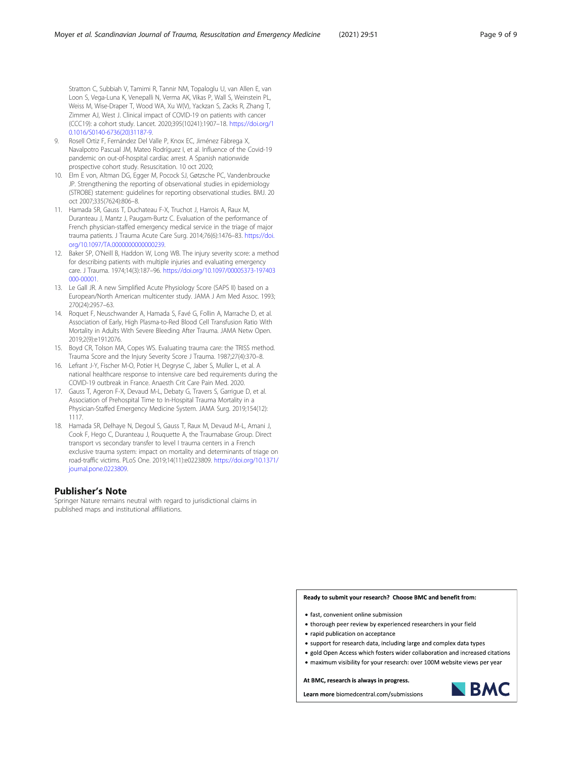Stratton C, Subbiah V, Tamimi R, Tannir NM, Topaloglu U, van Allen E, van Loon S, Vega-Luna K, Venepalli N, Verma AK, Vikas P, Wall S, Weinstein PL, Weiss M, Wise-Draper T, Wood WA, Xu W(V), Yackzan S, Zacks R, Zhang T, Zimmer AJ, West J. Clinical impact of COVID-19 on patients with cancer (CCC19): a cohort study. Lancet. 2020;395(10241):1907–18. https://doi.org/10.1016/S0140-6736(20)31187-9.

9. Rosell Ortiz F, Fernández Del Valle P, Knox EC, Jiménez Fábrega X, Navalpotro Pascual JM, Mateo Rodríguez I, et al. Influence of the Covid-19 pandemic on out-of-hospital cardiac arrest. A Spanish nationwide prospective cohort study. Resuscitation. 10 oct 2020;
10. Elm E von, Altman DG, Egger M, Pocock SJ, Gøtzsche PC, Vandenbroucke JP. Strengthening the reporting of observational studies in epidemiology (STROBE) statement: guidelines for reporting observational studies. BMJ. 20 oct 2007;335(7624):806–8.
11. Hamada SR, Gauss T, Duchateau F-X, Truchot J, Harrois A, Raux M, Duranteau J, Mantz J, Paugam-Burtz C. Evaluation of the performance of French physician-staffed emergency medical service in the triage of major trauma patients. J Trauma Acute Care Surg. 2014;76(6):1476–83. https://doi.org/10.1097/TA.0000000000000239.
12. Baker SP, O'Neill B, Haddon W, Long WB. The injury severity score: a method for describing patients with multiple injuries and evaluating emergency care. J Trauma. 1974;14(3):187–96. https://doi.org/10.1097/00005373-197403000-00001.
13. Le Gall JR. A new Simplified Acute Physiology Score (SAPS II) based on a European/North American multicenter study. JAMA J Am Med Assoc. 1993;270(24):2957–63.
14. Roquet F, Neuschwander A, Hamada S, Favé G, Follin A, Marrache D, et al. Association of Early, High Plasma-to-Red Blood Cell Transfusion Ratio With Mortality in Adults With Severe Bleeding After Trauma. JAMA Netw Open. 2019;2(9):e1912076.
15. Boyd CR, Tolson MA, Copes WS. Evaluating trauma care: the TRISS method. Trauma Score and the Injury Severity Score J Trauma. 1987;27(4):370–8.
16. Lefrant J-Y, Fischer M-O, Potier H, Degryse C, Jaber S, Muller L, et al. A national healthcare response to intensive care bed requirements during the COVID-19 outbreak in France. Anaesth Crit Care Pain Med. 2020.
17. Gauss T, Ageron F-X, Devaud M-L, Debaty G, Travers S, Garrigue D, et al. Association of Prehospital Time to In-Hospital Trauma Mortality in a Physician-Staffed Emergency Medicine System. JAMA Surg. 2019;154(12):1117.
18. Hamada SR, Delhaye N, Degoul S, Gauss T, Raux M, Devaud M-L, Amani J, Cook F, Hego C, Duranteau J, Rouquette A, the Traumabase Group. Direct transport vs secondary transfer to level I trauma centers in a French exclusive trauma system: impact on mortality and determinants of triage on road-traffic victims. PLoS One. 2019;14(11):e0223809. https://doi.org/10.1371/journal.pone.0223809.

## Publisher's Note

Springer Nature remains neutral with regard to jurisdictional claims in published maps and institutional affiliations.

**Ready to submit your research? Choose BMC and benefit from:**

- fast, convenient online submission
- thorough peer review by experienced researchers in your field
- rapid publication on acceptance
- support for research data, including large and complex data types
- gold Open Access which fosters wider collaboration and increased citations
- maximum visibility for your research: over 100M website views per year

**At BMC, research is always in progress.**

**Learn more** biomedcentral.com/submissions

BMC